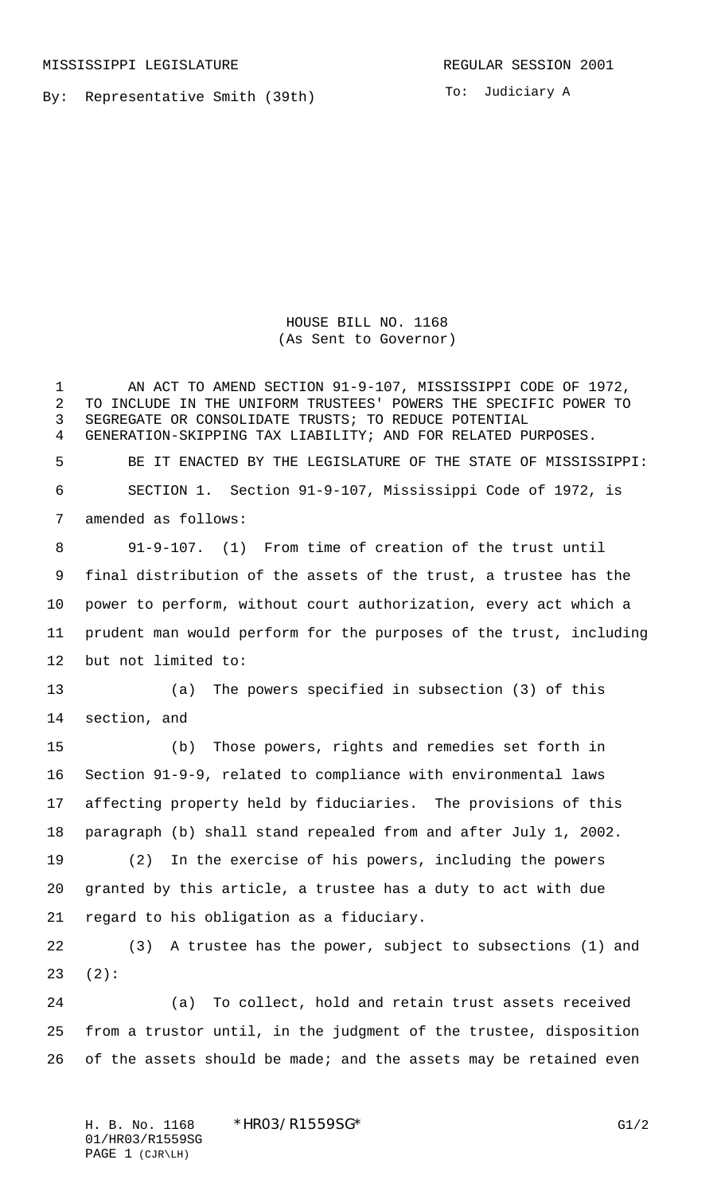MISSISSIPPI LEGISLATURE REGULAR SESSION 2001

By: Representative Smith (39th)

To: Judiciary A

HOUSE BILL NO. 1168
(As Sent to Governor)

AN ACT TO AMEND SECTION 91-9-107, MISSISSIPPI CODE OF 1972, TO INCLUDE IN THE UNIFORM TRUSTEES' POWERS THE SPECIFIC POWER TO SEGREGATE OR CONSOLIDATE TRUSTS; TO REDUCE POTENTIAL GENERATION-SKIPPING TAX LIABILITY; AND FOR RELATED PURPOSES.

BE IT ENACTED BY THE LEGISLATURE OF THE STATE OF MISSISSIPPI:

SECTION 1. Section 91-9-107, Mississippi Code of 1972, is amended as follows:

91-9-107. (1) From time of creation of the trust until final distribution of the assets of the trust, a trustee has the power to perform, without court authorization, every act which a prudent man would perform for the purposes of the trust, including but not limited to:

(a) The powers specified in subsection (3) of this section, and

(b) Those powers, rights and remedies set forth in Section 91-9-9, related to compliance with environmental laws affecting property held by fiduciaries. The provisions of this paragraph (b) shall stand repealed from and after July 1, 2002.

(2) In the exercise of his powers, including the powers granted by this article, a trustee has a duty to act with due regard to his obligation as a fiduciary.

(3) A trustee has the power, subject to subsections (1) and (2):

(a) To collect, hold and retain trust assets received from a trustor until, in the judgment of the trustee, disposition of the assets should be made; and the assets may be retained even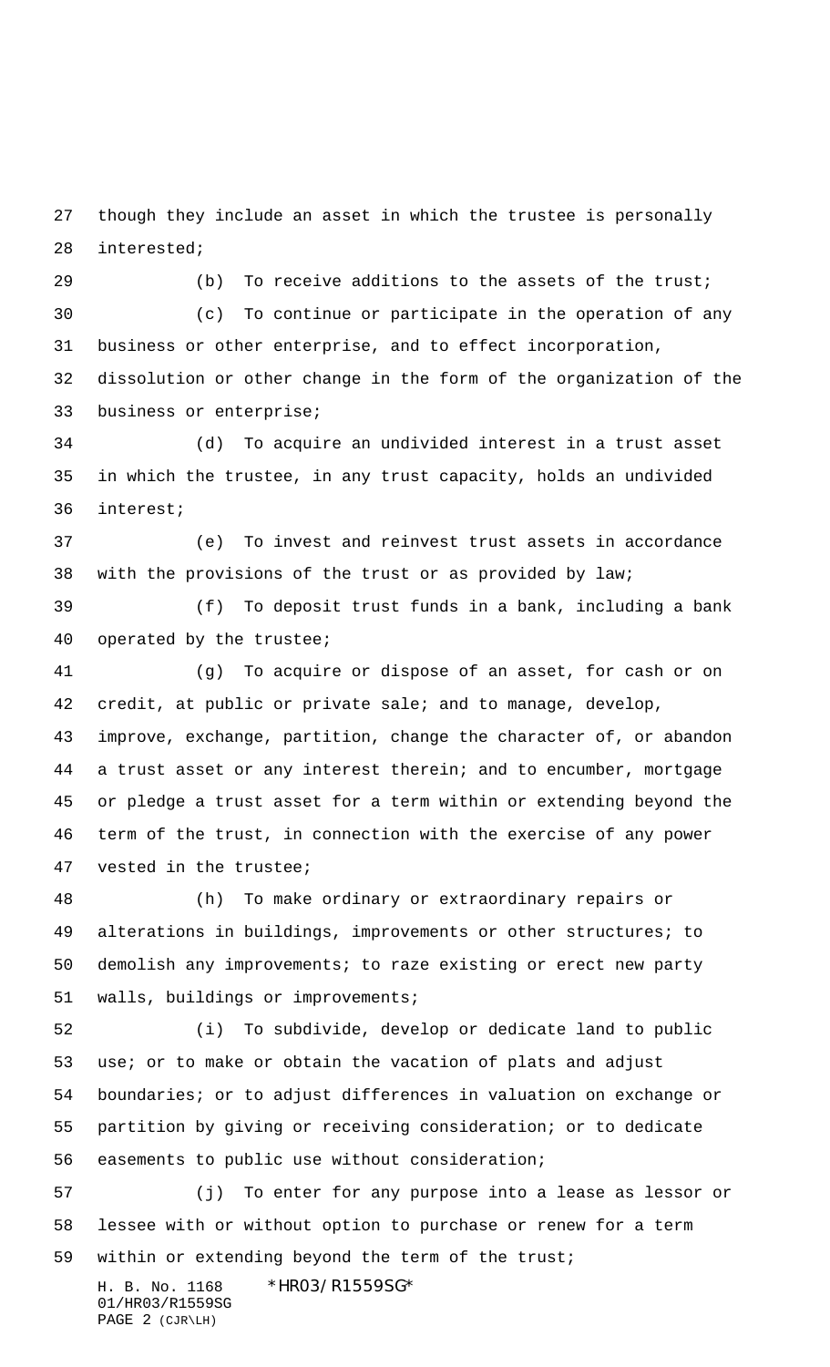though they include an asset in which the trustee is personally interested;

(b) To receive additions to the assets of the trust;

(c) To continue or participate in the operation of any business or other enterprise, and to effect incorporation, dissolution or other change in the form of the organization of the business or enterprise;

(d) To acquire an undivided interest in a trust asset in which the trustee, in any trust capacity, holds an undivided interest;

(e) To invest and reinvest trust assets in accordance with the provisions of the trust or as provided by law;

(f) To deposit trust funds in a bank, including a bank operated by the trustee;

(g) To acquire or dispose of an asset, for cash or on credit, at public or private sale; and to manage, develop, improve, exchange, partition, change the character of, or abandon a trust asset or any interest therein; and to encumber, mortgage or pledge a trust asset for a term within or extending beyond the term of the trust, in connection with the exercise of any power vested in the trustee;

(h) To make ordinary or extraordinary repairs or alterations in buildings, improvements or other structures; to demolish any improvements; to raze existing or erect new party walls, buildings or improvements;

(i) To subdivide, develop or dedicate land to public use; or to make or obtain the vacation of plats and adjust boundaries; or to adjust differences in valuation on exchange or partition by giving or receiving consideration; or to dedicate easements to public use without consideration;

(j) To enter for any purpose into a lease as lessor or lessee with or without option to purchase or renew for a term within or extending beyond the term of the trust;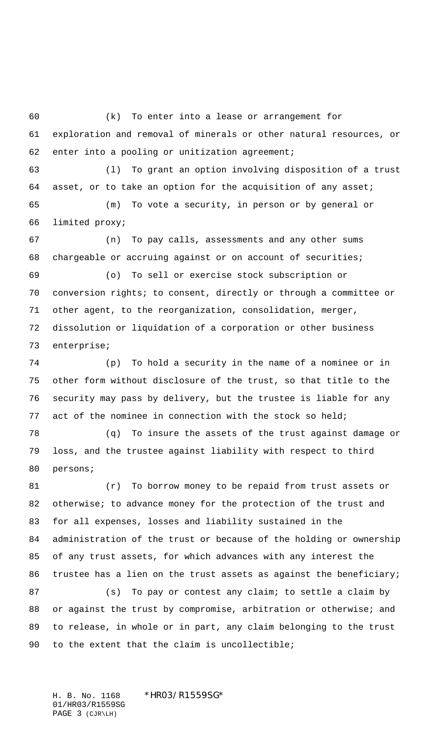(k) To enter into a lease or arrangement for exploration and removal of minerals or other natural resources, or enter into a pooling or unitization agreement;

(l) To grant an option involving disposition of a trust asset, or to take an option for the acquisition of any asset;

(m) To vote a security, in person or by general or limited proxy;

(n) To pay calls, assessments and any other sums chargeable or accruing against or on account of securities;

(o) To sell or exercise stock subscription or conversion rights; to consent, directly or through a committee or other agent, to the reorganization, consolidation, merger, dissolution or liquidation of a corporation or other business enterprise;

(p) To hold a security in the name of a nominee or in other form without disclosure of the trust, so that title to the security may pass by delivery, but the trustee is liable for any act of the nominee in connection with the stock so held;

(q) To insure the assets of the trust against damage or loss, and the trustee against liability with respect to third persons;

(r) To borrow money to be repaid from trust assets or otherwise; to advance money for the protection of the trust and for all expenses, losses and liability sustained in the administration of the trust or because of the holding or ownership of any trust assets, for which advances with any interest the trustee has a lien on the trust assets as against the beneficiary;

(s) To pay or contest any claim; to settle a claim by or against the trust by compromise, arbitration or otherwise; and to release, in whole or in part, any claim belonging to the trust to the extent that the claim is uncollectible;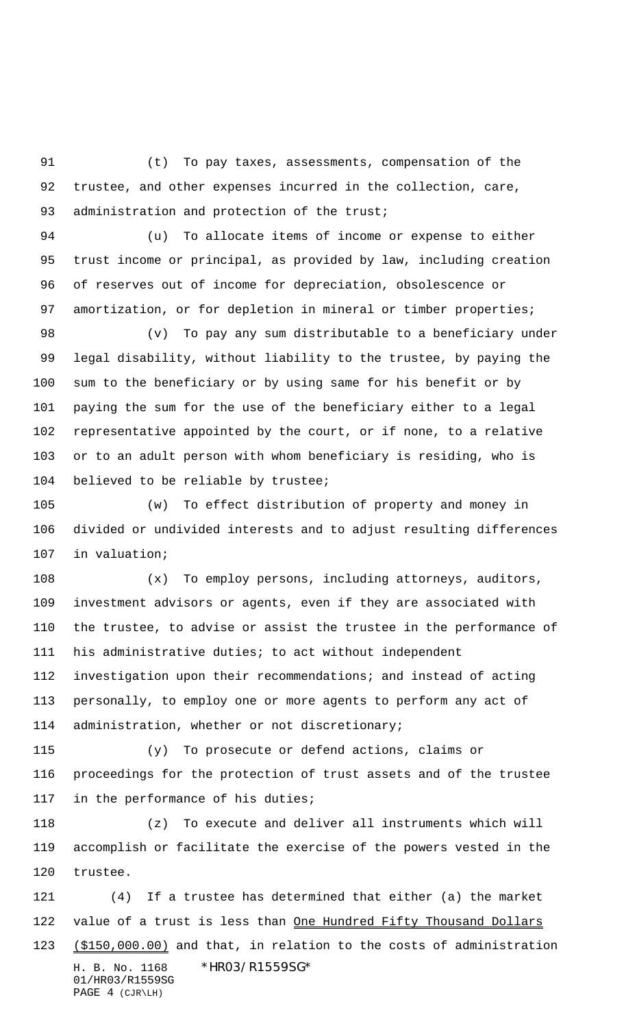(t) To pay taxes, assessments, compensation of the trustee, and other expenses incurred in the collection, care, administration and protection of the trust;

(u) To allocate items of income or expense to either trust income or principal, as provided by law, including creation of reserves out of income for depreciation, obsolescence or amortization, or for depletion in mineral or timber properties;

(v) To pay any sum distributable to a beneficiary under legal disability, without liability to the trustee, by paying the sum to the beneficiary or by using same for his benefit or by paying the sum for the use of the beneficiary either to a legal representative appointed by the court, or if none, to a relative or to an adult person with whom beneficiary is residing, who is believed to be reliable by trustee;

(w) To effect distribution of property and money in divided or undivided interests and to adjust resulting differences in valuation;

(x) To employ persons, including attorneys, auditors, investment advisors or agents, even if they are associated with the trustee, to advise or assist the trustee in the performance of his administrative duties; to act without independent investigation upon their recommendations; and instead of acting personally, to employ one or more agents to perform any act of administration, whether or not discretionary;

(y) To prosecute or defend actions, claims or proceedings for the protection of trust assets and of the trustee in the performance of his duties;

(z) To execute and deliver all instruments which will accomplish or facilitate the exercise of the powers vested in the trustee.

(4) If a trustee has determined that either (a) the market value of a trust is less than <u>One Hundred Fifty Thousand Dollars ($150,000.00)</u> and that, in relation to the costs of administration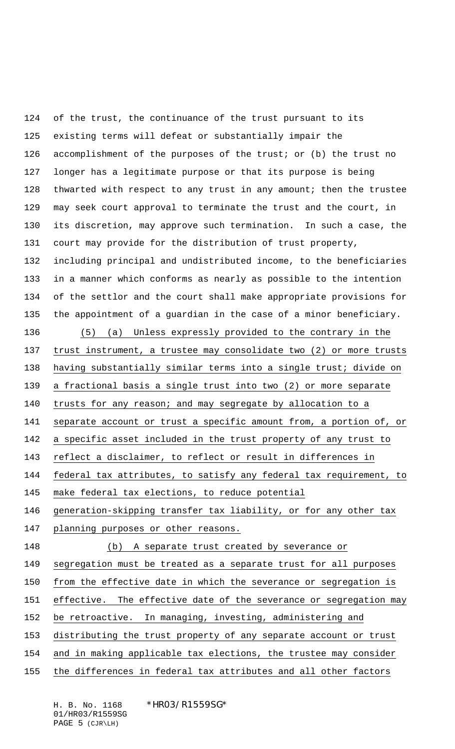of the trust, the continuance of the trust pursuant to its existing terms will defeat or substantially impair the accomplishment of the purposes of the trust; or (b) the trust no longer has a legitimate purpose or that its purpose is being thwarted with respect to any trust in any amount; then the trustee may seek court approval to terminate the trust and the court, in its discretion, may approve such termination. In such a case, the court may provide for the distribution of trust property, including principal and undistributed income, to the beneficiaries in a manner which conforms as nearly as possible to the intention of the settlor and the court shall make appropriate provisions for the appointment of a guardian in the case of a minor beneficiary.

(5) (a) Unless expressly provided to the contrary in the trust instrument, a trustee may consolidate two (2) or more trusts having substantially similar terms into a single trust; divide on a fractional basis a single trust into two (2) or more separate trusts for any reason; and may segregate by allocation to a separate account or trust a specific amount from, a portion of, or a specific asset included in the trust property of any trust to reflect a disclaimer, to reflect or result in differences in federal tax attributes, to satisfy any federal tax requirement, to make federal tax elections, to reduce potential generation-skipping transfer tax liability, or for any other tax planning purposes or other reasons.

(b) A separate trust created by severance or segregation must be treated as a separate trust for all purposes from the effective date in which the severance or segregation is effective. The effective date of the severance or segregation may be retroactive. In managing, investing, administering and distributing the trust property of any separate account or trust and in making applicable tax elections, the trustee may consider the differences in federal tax attributes and all other factors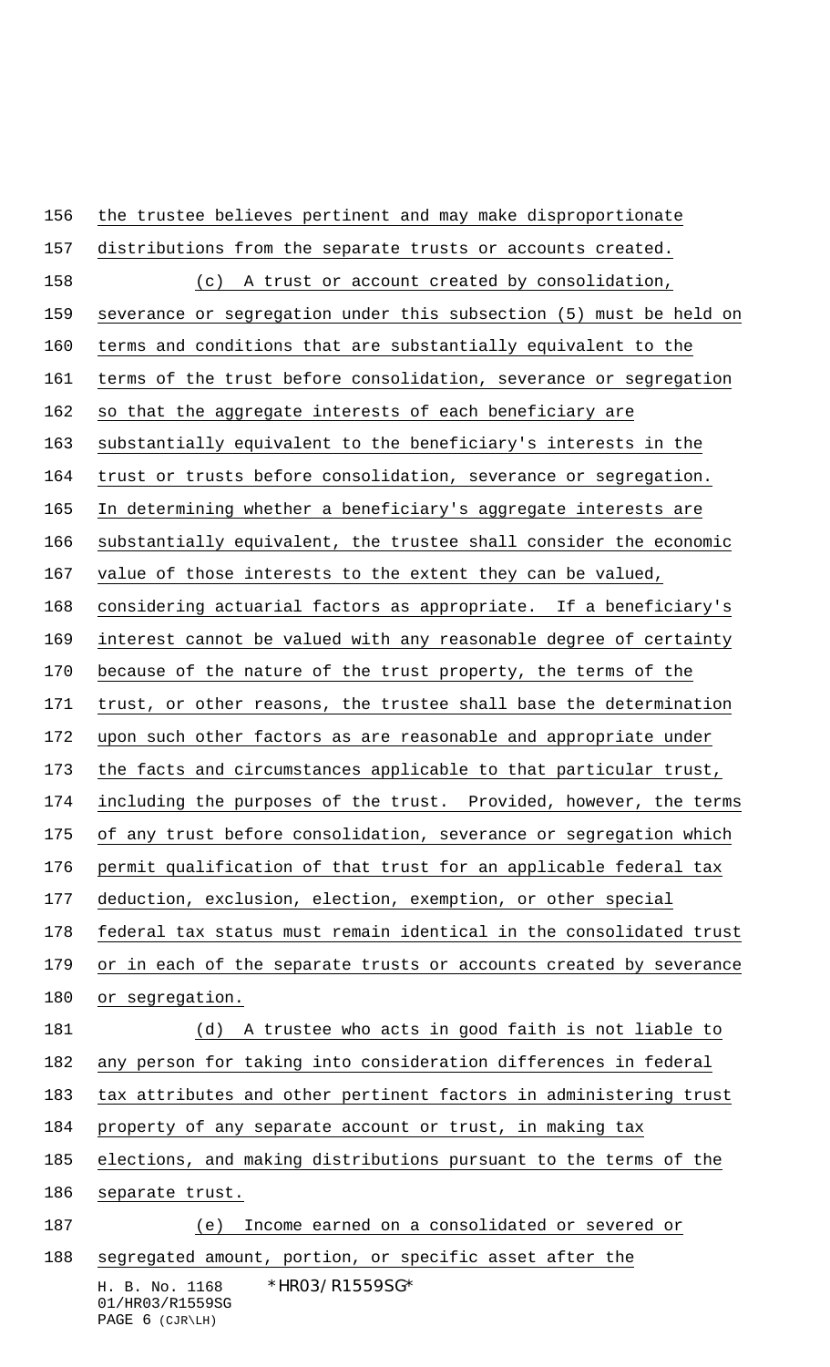the trustee believes pertinent and may make disproportionate distributions from the separate trusts or accounts created.

(c) A trust or account created by consolidation, severance or segregation under this subsection (5) must be held on terms and conditions that are substantially equivalent to the terms of the trust before consolidation, severance or segregation so that the aggregate interests of each beneficiary are substantially equivalent to the beneficiary's interests in the trust or trusts before consolidation, severance or segregation. In determining whether a beneficiary's aggregate interests are substantially equivalent, the trustee shall consider the economic value of those interests to the extent they can be valued, considering actuarial factors as appropriate. If a beneficiary's interest cannot be valued with any reasonable degree of certainty because of the nature of the trust property, the terms of the trust, or other reasons, the trustee shall base the determination upon such other factors as are reasonable and appropriate under the facts and circumstances applicable to that particular trust, including the purposes of the trust. Provided, however, the terms of any trust before consolidation, severance or segregation which permit qualification of that trust for an applicable federal tax deduction, exclusion, election, exemption, or other special federal tax status must remain identical in the consolidated trust or in each of the separate trusts or accounts created by severance or segregation.

(d) A trustee who acts in good faith is not liable to any person for taking into consideration differences in federal tax attributes and other pertinent factors in administering trust property of any separate account or trust, in making tax elections, and making distributions pursuant to the terms of the separate trust.

(e) Income earned on a consolidated or severed or segregated amount, portion, or specific asset after the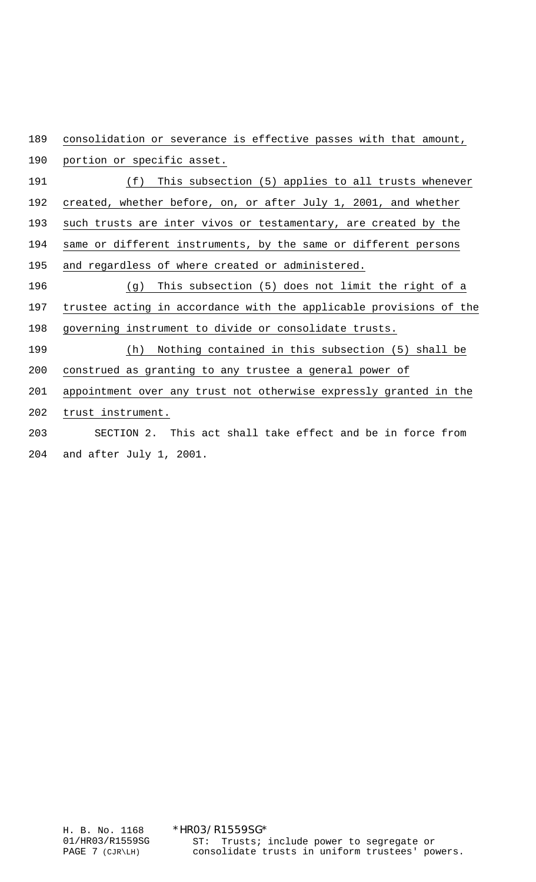consolidation or severance is effective passes with that amount, portion or specific asset.

(f) This subsection (5) applies to all trusts whenever created, whether before, on, or after July 1, 2001, and whether such trusts are inter vivos or testamentary, are created by the same or different instruments, by the same or different persons and regardless of where created or administered.

(g) This subsection (5) does not limit the right of a trustee acting in accordance with the applicable provisions of the governing instrument to divide or consolidate trusts.

(h) Nothing contained in this subsection (5) shall be construed as granting to any trustee a general power of appointment over any trust not otherwise expressly granted in the trust instrument.

SECTION 2. This act shall take effect and be in force from and after July 1, 2001.